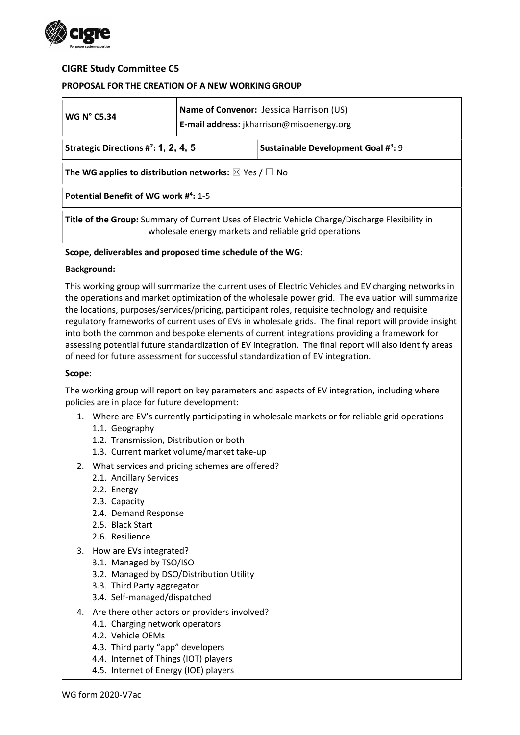## CIGRE Study Committee C5

### PROPOSAL FOR THE CREATION OF A NEW WORKING GROUP

| WG N° C5.34 | Name of Convenor: Jessica Harrison (US)<br>E-mail address: jkharrison@misoenergy.org |
|---|---|
| Strategic Directions #[2]: 1, 2, 4, 5 | Sustainable Development Goal #[3]: 9 |

**The WG applies to distribution networks:** ☒ Yes / ☐ No

**Potential Benefit of WG work #[4]:** 1-5

**Title of the Group:** Summary of Current Uses of Electric Vehicle Charge/Discharge Flexibility in wholesale energy markets and reliable grid operations

**Scope, deliverables and proposed time schedule of the WG:**

**Background:**

This working group will summarize the current uses of Electric Vehicles and EV charging networks in the operations and market optimization of the wholesale power grid. The evaluation will summarize the locations, purposes/services/pricing, participant roles, requisite technology and requisite regulatory frameworks of current uses of EVs in wholesale grids. The final report will provide insight into both the common and bespoke elements of current integrations providing a framework for assessing potential future standardization of EV integration. The final report will also identify areas of need for future assessment for successful standardization of EV integration.

**Scope:**

The working group will report on key parameters and aspects of EV integration, including where policies are in place for future development:

1. Where are EV's currently participating in wholesale markets or for reliable grid operations
   - 1.1. Geography
   - 1.2. Transmission, Distribution or both
   - 1.3. Current market volume/market take-up
2. What services and pricing schemes are offered?
   - 2.1. Ancillary Services
   - 2.2. Energy
   - 2.3. Capacity
   - 2.4. Demand Response
   - 2.5. Black Start
   - 2.6. Resilience
3. How are EVs integrated?
   - 3.1. Managed by TSO/ISO
   - 3.2. Managed by DSO/Distribution Utility
   - 3.3. Third Party aggregator
   - 3.4. Self-managed/dispatched
4. Are there other actors or providers involved?
   - 4.1. Charging network operators
   - 4.2. Vehicle OEMs
   - 4.3. Third party "app" developers
   - 4.4. Internet of Things (IOT) players
   - 4.5. Internet of Energy (IOE) players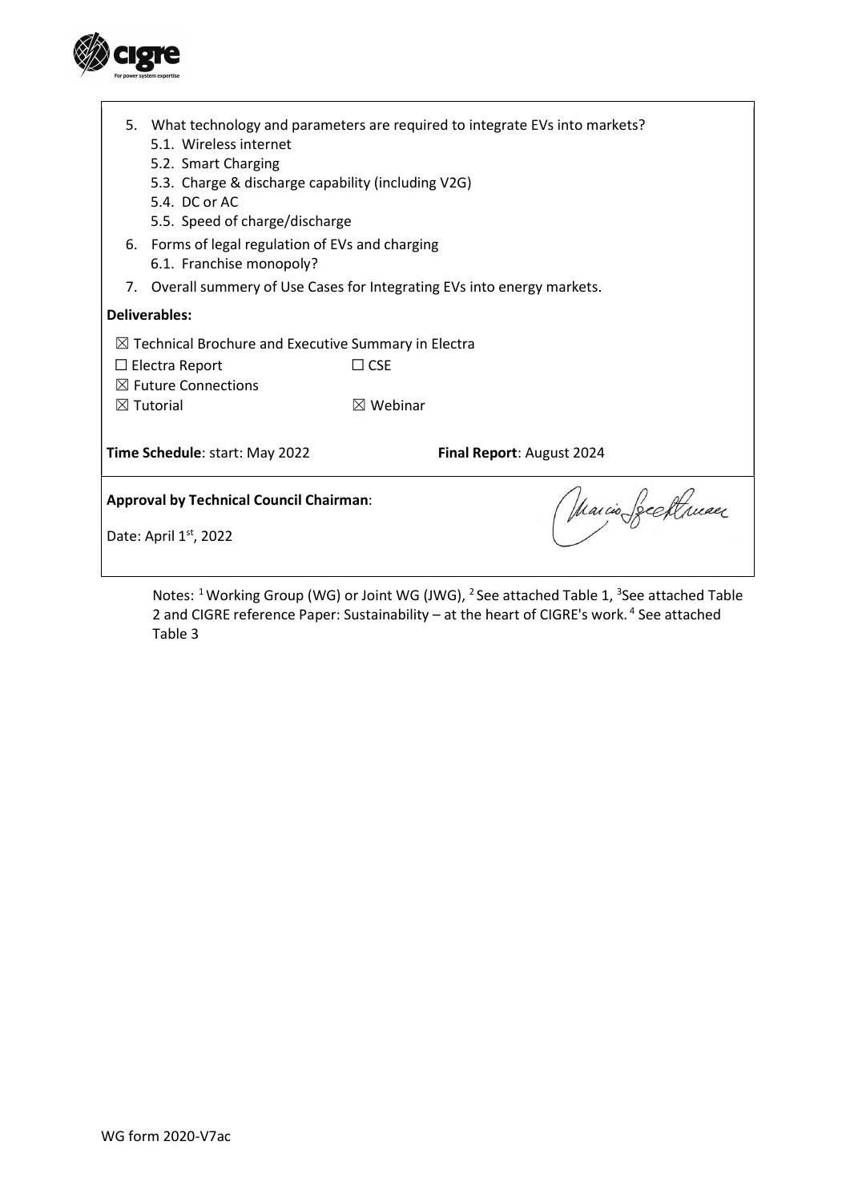5. What technology and parameters are required to integrate EVs into markets?
   5.1. Wireless internet
   5.2. Smart Charging
   5.3. Charge & discharge capability (including V2G)
   5.4. DC or AC
   5.5. Speed of charge/discharge
6. Forms of legal regulation of EVs and charging
   6.1. Franchise monopoly?
7. Overall summery of Use Cases for Integrating EVs into energy markets.

**Deliverables:**

☒ Technical Brochure and Executive Summary in Electra
☐ Electra Report ☐ CSE
☒ Future Connections
☒ Tutorial ☒ Webinar

**Time Schedule**: start: May 2022 **Final Report**: August 2024

**Approval by Technical Council Chairman**:

Date: April 1st, 2022

Notes: [1] Working Group (WG) or Joint WG (JWG), [2] See attached Table 1, [3] See attached Table 2 and CIGRE reference Paper: Sustainability – at the heart of CIGRE's work. [4] See attached Table 3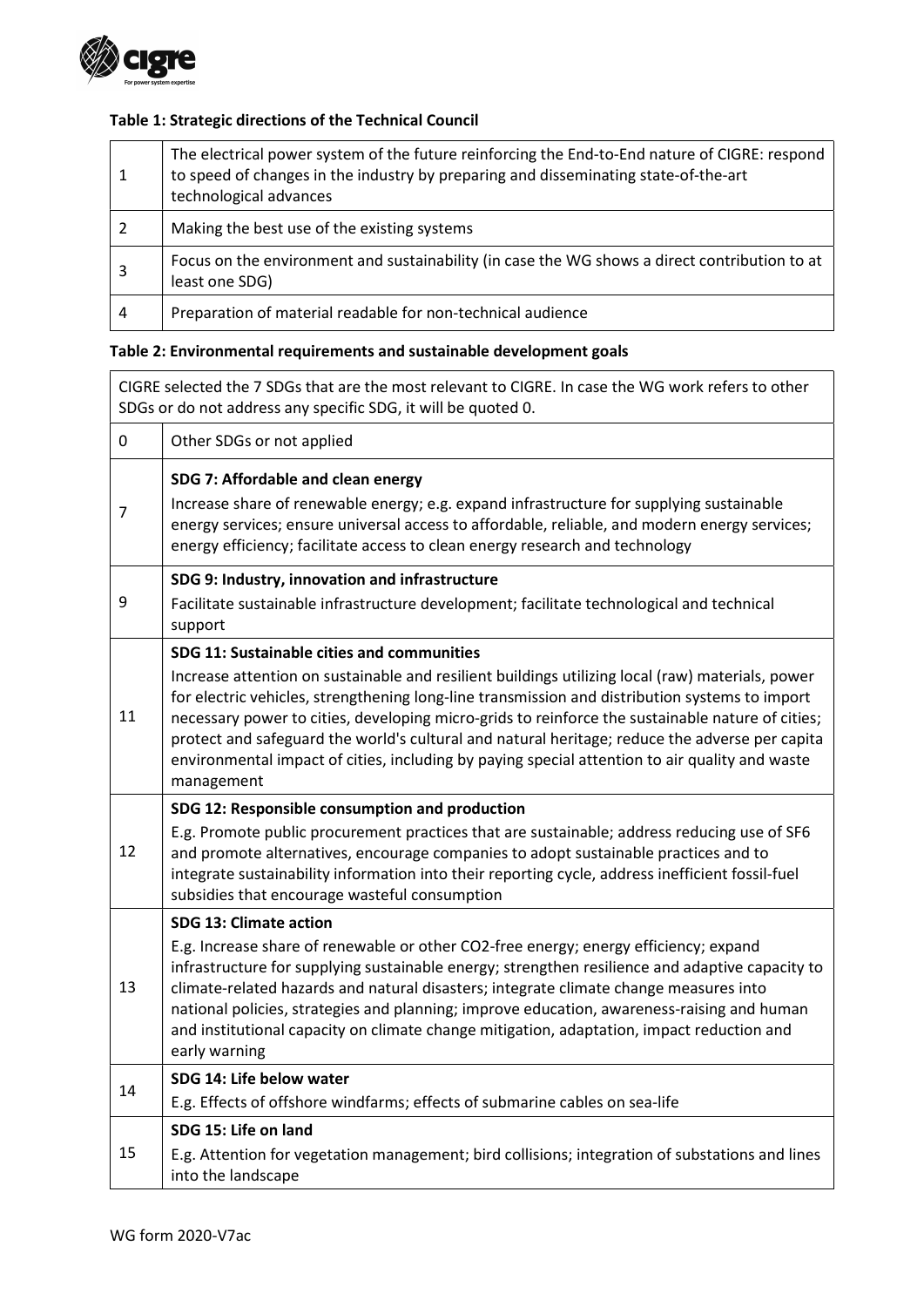**Table 1: Strategic directions of the Technical Council**

| | |
|---|---|
| 1 | The electrical power system of the future reinforcing the End-to-End nature of CIGRE: respond to speed of changes in the industry by preparing and disseminating state-of-the-art technological advances |
| 2 | Making the best use of the existing systems |
| 3 | Focus on the environment and sustainability (in case the WG shows a direct contribution to at least one SDG) |
| 4 | Preparation of material readable for non-technical audience |

**Table 2: Environmental requirements and sustainable development goals**

| CIGRE selected the 7 SDGs that are the most relevant to CIGRE. In case the WG work refers to other SDGs or do not address any specific SDG, it will be quoted 0. | |
|---|---|
| 0 | Other SDGs or not applied |
| 7 | **SDG 7: Affordable and clean energy**<br>Increase share of renewable energy; e.g. expand infrastructure for supplying sustainable energy services; ensure universal access to affordable, reliable, and modern energy services; energy efficiency; facilitate access to clean energy research and technology |
| 9 | **SDG 9: Industry, innovation and infrastructure**<br>Facilitate sustainable infrastructure development; facilitate technological and technical support |
| 11 | **SDG 11: Sustainable cities and communities**<br>Increase attention on sustainable and resilient buildings utilizing local (raw) materials, power for electric vehicles, strengthening long-line transmission and distribution systems to import necessary power to cities, developing micro-grids to reinforce the sustainable nature of cities; protect and safeguard the world's cultural and natural heritage; reduce the adverse per capita environmental impact of cities, including by paying special attention to air quality and waste management |
| 12 | **SDG 12: Responsible consumption and production**<br>E.g. Promote public procurement practices that are sustainable; address reducing use of SF6 and promote alternatives, encourage companies to adopt sustainable practices and to integrate sustainability information into their reporting cycle, address inefficient fossil-fuel subsidies that encourage wasteful consumption |
| 13 | **SDG 13: Climate action**<br>E.g. Increase share of renewable or other CO2-free energy; energy efficiency; expand infrastructure for supplying sustainable energy; strengthen resilience and adaptive capacity to climate-related hazards and natural disasters; integrate climate change measures into national policies, strategies and planning; improve education, awareness-raising and human and institutional capacity on climate change mitigation, adaptation, impact reduction and early warning |
| 14 | **SDG 14: Life below water**<br>E.g. Effects of offshore windfarms; effects of submarine cables on sea-life |
| 15 | **SDG 15: Life on land**<br>E.g. Attention for vegetation management; bird collisions; integration of substations and lines into the landscape |

WG form 2020-V7ac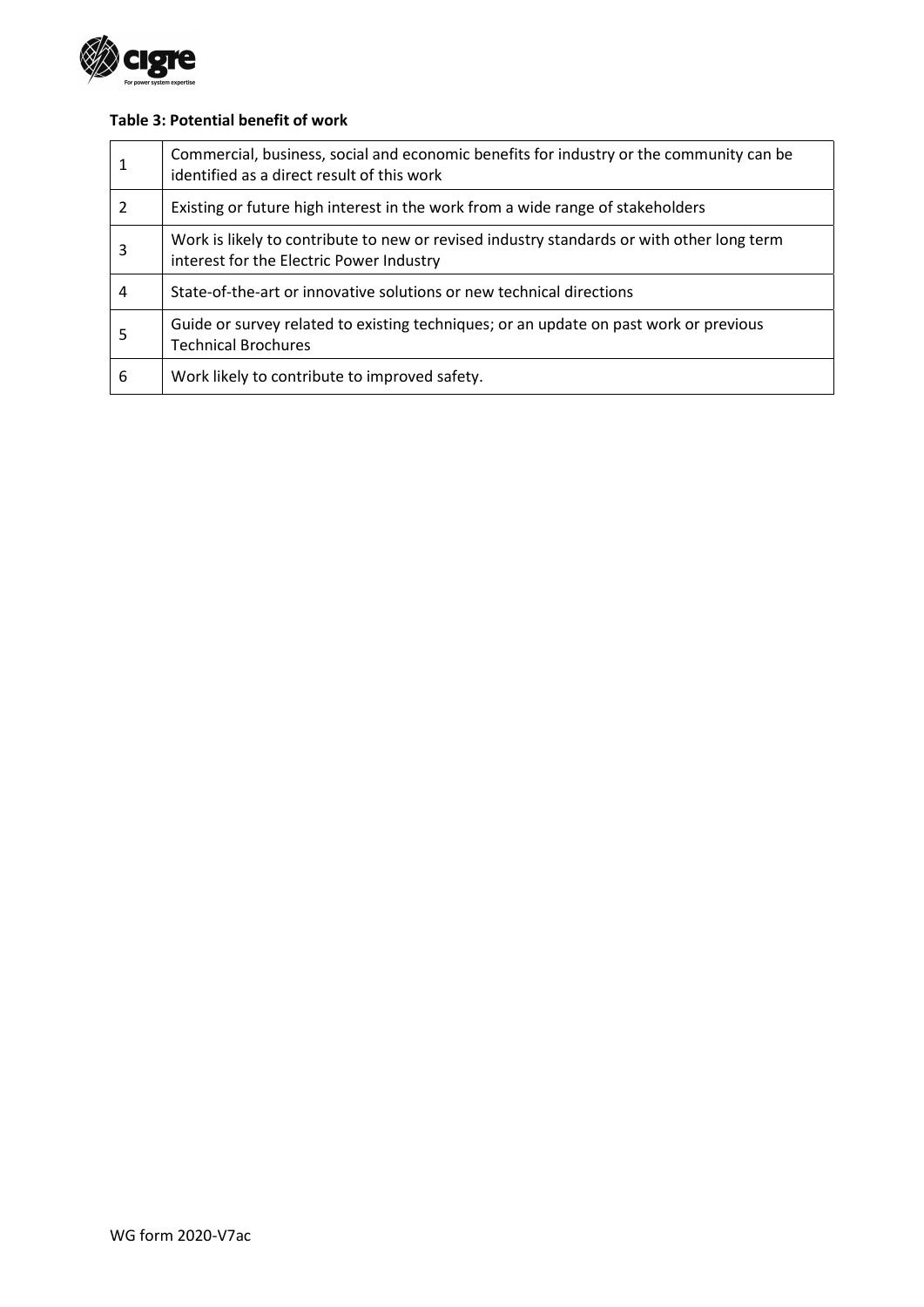**Table 3: Potential benefit of work**

| | |
|---|---|
| 1 | Commercial, business, social and economic benefits for industry or the community can be identified as a direct result of this work |
| 2 | Existing or future high interest in the work from a wide range of stakeholders |
| 3 | Work is likely to contribute to new or revised industry standards or with other long term interest for the Electric Power Industry |
| 4 | State-of-the-art or innovative solutions or new technical directions |
| 5 | Guide or survey related to existing techniques; or an update on past work or previous Technical Brochures |
| 6 | Work likely to contribute to improved safety. |